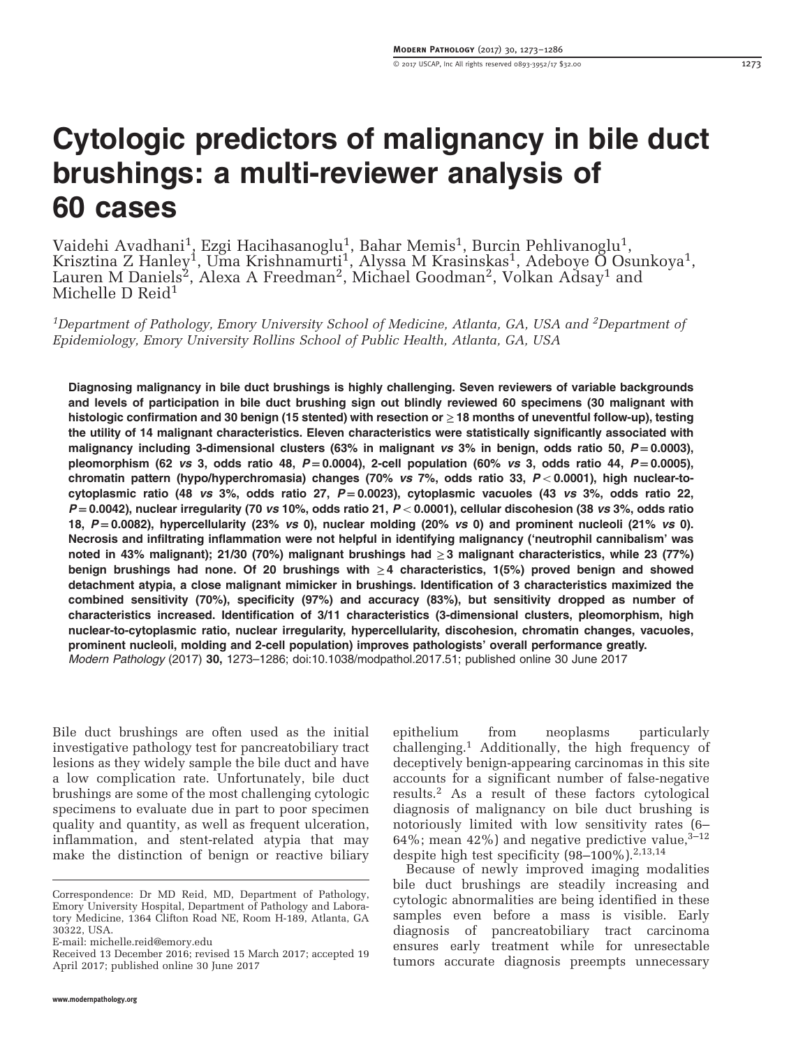# Cytologic predictors of malignancy in bile duct brushings: a multi-reviewer analysis of 60 cases

Vaidehi Avadhani[1], Ezgi Hacihasanoglu[1], Bahar Memis[1], Burcin Pehlivanoglu[1], Krisztina Z Hanley[1], Uma Krishnamurti[1], Alyssa M Krasinskas[1], Adeboye O Osunkoya[1], Lauren M Daniels[2], Alexa A Freedman[2], Michael Goodman[2], Volkan Adsay[1] and Michelle D Reid[1]

[1]Department of Pathology, Emory University School of Medicine, Atlanta, GA, USA and [2]Department of Epidemiology, Emory University Rollins School of Public Health, Atlanta, GA, USA

**Diagnosing malignancy in bile duct brushings is highly challenging. Seven reviewers of variable backgrounds and levels of participation in bile duct brushing sign out blindly reviewed 60 specimens (30 malignant with histologic confirmation and 30 benign (15 stented) with resection or ≥18 months of uneventful follow-up), testing the utility of 14 malignant characteristics. Eleven characteristics were statistically significantly associated with malignancy including 3-dimensional clusters (63% in malignant *vs* 3% in benign, odds ratio 50, $P=0.0003$), pleomorphism (62 *vs* 3, odds ratio 48, $P=0.0004$), 2-cell population (60% *vs* 3, odds ratio 44, $P=0.0005$), chromatin pattern (hypo/hyperchromasia) changes (70% *vs* 7%, odds ratio 33, $P<0.0001$), high nuclear-to-cytoplasmic ratio (48 *vs* 3%, odds ratio 27, $P=0.0023$), cytoplasmic vacuoles (43 *vs* 3%, odds ratio 22, $P=0.0042$), nuclear irregularity (70 *vs* 10%, odds ratio 21, $P<0.0001$), cellular discohesion (38 *vs* 3%, odds ratio 18, $P=0.0082$), hypercellularity (23% *vs* 0), nuclear molding (20% *vs* 0) and prominent nucleoli (21% *vs* 0). Necrosis and infiltrating inflammation were not helpful in identifying malignancy ('neutrophil cannibalism' was noted in 43% malignant); 21/30 (70%) malignant brushings had ≥3 malignant characteristics, while 23 (77%) benign brushings had none. Of 20 brushings with ≥4 characteristics, 1(5%) proved benign and showed detachment atypia, a close malignant mimicker in brushings. Identification of 3 characteristics maximized the combined sensitivity (70%), specificity (97%) and accuracy (83%), but sensitivity dropped as number of characteristics increased. Identification of 3/11 characteristics (3-dimensional clusters, pleomorphism, high nuclear-to-cytoplasmic ratio, nuclear irregularity, hypercellularity, discohesion, chromatin changes, vacuoles, prominent nucleoli, molding and 2-cell population) improves pathologists' overall performance greatly.**

*Modern Pathology* (2017) **30,** 1273–1286; doi:10.1038/modpathol.2017.51; published online 30 June 2017

Bile duct brushings are often used as the initial investigative pathology test for pancreatobiliary tract lesions as they widely sample the bile duct and have a low complication rate. Unfortunately, bile duct brushings are some of the most challenging cytologic specimens to evaluate due in part to poor specimen quality and quantity, as well as frequent ulceration, inflammation, and stent-related atypia that may make the distinction of benign or reactive biliary epithelium from neoplasms particularly challenging.[1] Additionally, the high frequency of deceptively benign-appearing carcinomas in this site accounts for a significant number of false-negative results.[2] As a result of these factors cytological diagnosis of malignancy on bile duct brushing is notoriously limited with low sensitivity rates (6–64%; mean 42%) and negative predictive value,[3–12] despite high test specificity (98–100%).[2,13,14]

Because of newly improved imaging modalities bile duct brushings are steadily increasing and cytologic abnormalities are being identified in these samples even before a mass is visible. Early diagnosis of pancreatobiliary tract carcinoma ensures early treatment while for unresectable tumors accurate diagnosis preempts unnecessary

Correspondence: Dr MD Reid, MD, Department of Pathology, Emory University Hospital, Department of Pathology and Laboratory Medicine, 1364 Clifton Road NE, Room H-189, Atlanta, GA 30322, USA.
E-mail: michelle.reid@emory.edu
Received 13 December 2016; revised 15 March 2017; accepted 19 April 2017; published online 30 June 2017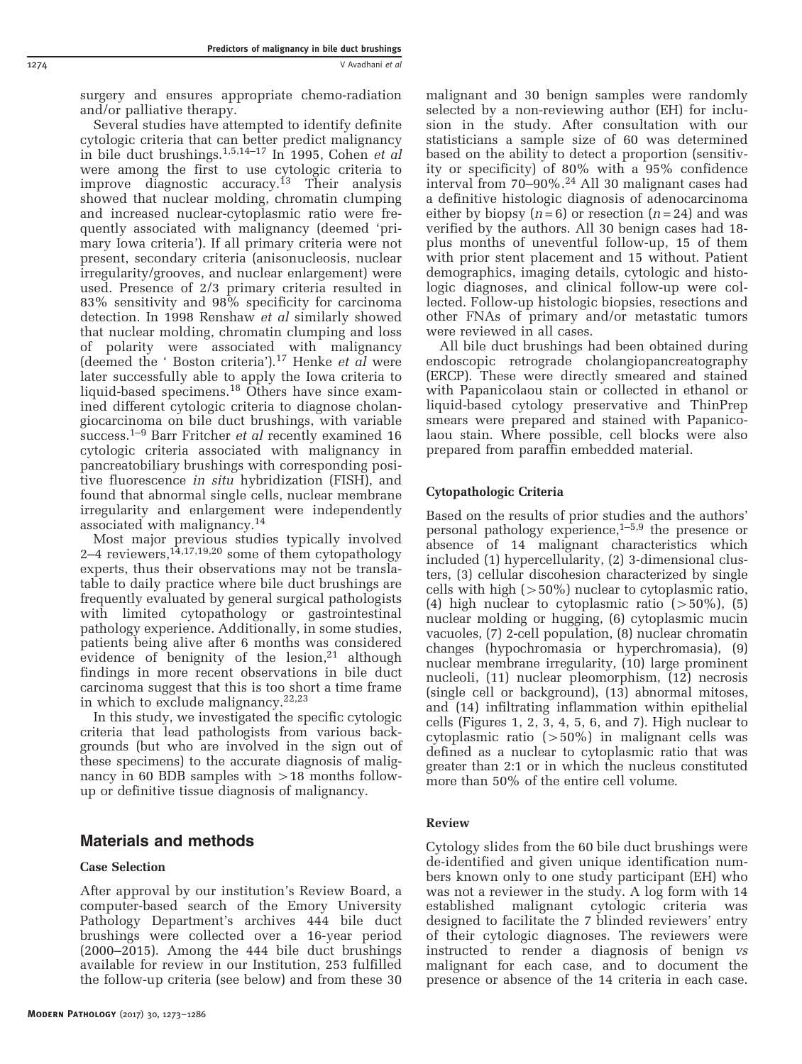surgery and ensures appropriate chemo-radiation and/or palliative therapy.

Several studies have attempted to identify definite cytologic criteria that can better predict malignancy in bile duct brushings.[1,5,14–17] In 1995, Cohen *et al* were among the first to use cytologic criteria to improve diagnostic accuracy.[13] Their analysis showed that nuclear molding, chromatin clumping and increased nuclear-cytoplasmic ratio were frequently associated with malignancy (deemed 'primary Iowa criteria'). If all primary criteria were not present, secondary criteria (anisonucleosis, nuclear irregularity/grooves, and nuclear enlargement) were used. Presence of 2/3 primary criteria resulted in 83% sensitivity and 98% specificity for carcinoma detection. In 1998 Renshaw *et al* similarly showed that nuclear molding, chromatin clumping and loss of polarity were associated with malignancy (deemed the ' Boston criteria').[17] Henke *et al* were later successfully able to apply the Iowa criteria to liquid-based specimens.[18] Others have since examined different cytologic criteria to diagnose cholangiocarcinoma on bile duct brushings, with variable success.[1–9] Barr Fritcher *et al* recently examined 16 cytologic criteria associated with malignancy in pancreatobiliary brushings with corresponding positive fluorescence *in situ* hybridization (FISH), and found that abnormal single cells, nuclear membrane irregularity and enlargement were independently associated with malignancy.[14]

Most major previous studies typically involved 2–4 reviewers,[14,17,19,20] some of them cytopathology experts, thus their observations may not be translatable to daily practice where bile duct brushings are frequently evaluated by general surgical pathologists with limited cytopathology or gastrointestinal pathology experience. Additionally, in some studies, patients being alive after 6 months was considered evidence of benignity of the lesion,[21] although findings in more recent observations in bile duct carcinoma suggest that this is too short a time frame in which to exclude malignancy.[22,23]

In this study, we investigated the specific cytologic criteria that lead pathologists from various backgrounds (but who are involved in the sign out of these specimens) to the accurate diagnosis of malignancy in 60 BDB samples with >18 months follow-up or definitive tissue diagnosis of malignancy.

## Materials and methods

### Case Selection

After approval by our institution's Review Board, a computer-based search of the Emory University Pathology Department's archives 444 bile duct brushings were collected over a 16-year period (2000–2015). Among the 444 bile duct brushings available for review in our Institution, 253 fulfilled the follow-up criteria (see below) and from these 30 malignant and 30 benign samples were randomly selected by a non-reviewing author (EH) for inclusion in the study. After consultation with our statisticians a sample size of 60 was determined based on the ability to detect a proportion (sensitivity or specificity) of 80% with a 95% confidence interval from 70–90%.[24] All 30 malignant cases had a definitive histologic diagnosis of adenocarcinoma either by biopsy ($n=6$) or resection ($n=24$) and was verified by the authors. All 30 benign cases had 18-plus months of uneventful follow-up, 15 of them with prior stent placement and 15 without. Patient demographics, imaging details, cytologic and histologic diagnoses, and clinical follow-up were collected. Follow-up histologic biopsies, resections and other FNAs of primary and/or metastatic tumors were reviewed in all cases.

All bile duct brushings had been obtained during endoscopic retrograde cholangiopancreatography (ERCP). These were directly smeared and stained with Papanicolaou stain or collected in ethanol or liquid-based cytology preservative and ThinPrep smears were prepared and stained with Papanicolaou stain. Where possible, cell blocks were also prepared from paraffin embedded material.

### Cytopathologic Criteria

Based on the results of prior studies and the authors' personal pathology experience,[1–5,9] the presence or absence of 14 malignant characteristics which included (1) hypercellularity, (2) 3-dimensional clusters, (3) cellular discohesion characterized by single cells with high (>50%) nuclear to cytoplasmic ratio, (4) high nuclear to cytoplasmic ratio (>50%), (5) nuclear molding or hugging, (6) cytoplasmic mucin vacuoles, (7) 2-cell population, (8) nuclear chromatin changes (hypochromasia or hyperchromasia), (9) nuclear membrane irregularity, (10) large prominent nucleoli, (11) nuclear pleomorphism, (12) necrosis (single cell or background), (13) abnormal mitoses, and (14) infiltrating inflammation within epithelial cells (Figures 1, 2, 3, 4, 5, 6, and 7). High nuclear to cytoplasmic ratio (>50%) in malignant cells was defined as a nuclear to cytoplasmic ratio that was greater than 2:1 or in which the nucleus constituted more than 50% of the entire cell volume.

### Review

Cytology slides from the 60 bile duct brushings were de-identified and given unique identification numbers known only to one study participant (EH) who was not a reviewer in the study. A log form with 14 established malignant cytologic criteria was designed to facilitate the 7 blinded reviewers' entry of their cytologic diagnoses. The reviewers were instructed to render a diagnosis of benign *vs* malignant for each case, and to document the presence or absence of the 14 criteria in each case.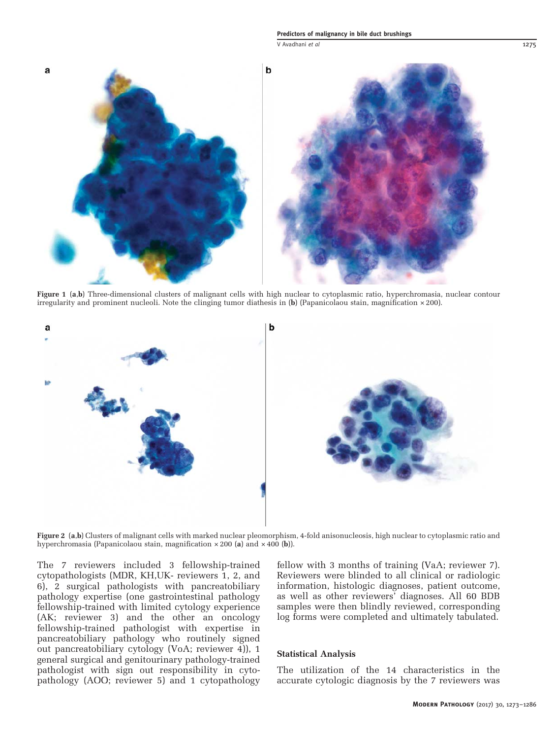Figure 1 (**a**,**b**) Three-dimensional clusters of malignant cells with high nuclear to cytoplasmic ratio, hyperchromasia, nuclear contour irregularity and prominent nucleoli. Note the clinging tumor diathesis in (**b**) (Papanicolaou stain, magnification × 200).

Figure 2 (**a**,**b**) Clusters of malignant cells with marked nuclear pleomorphism, 4-fold anisonucleosis, high nuclear to cytoplasmic ratio and hyperchromasia (Papanicolaou stain, magnification × 200 (**a**) and × 400 (**b**)).

The 7 reviewers included 3 fellowship-trained cytopathologists (MDR, KH,UK- reviewers 1, 2, and 6), 2 surgical pathologists with pancreatobiliary pathology expertise (one gastrointestinal pathology fellowship-trained with limited cytology experience (AK; reviewer 3) and the other an oncology fellowship-trained pathologist with expertise in pancreatobiliary pathology who routinely signed out pancreatobiliary cytology (VoA; reviewer 4)), 1 general surgical and genitourinary pathology-trained pathologist with sign out responsibility in cytopathology (AOO; reviewer 5) and 1 cytopathology fellow with 3 months of training (VaA; reviewer 7). Reviewers were blinded to all clinical or radiologic information, histologic diagnoses, patient outcome, as well as other reviewers' diagnoses. All 60 BDB samples were then blindly reviewed, corresponding log forms were completed and ultimately tabulated.

### Statistical Analysis

The utilization of the 14 characteristics in the accurate cytologic diagnosis by the 7 reviewers was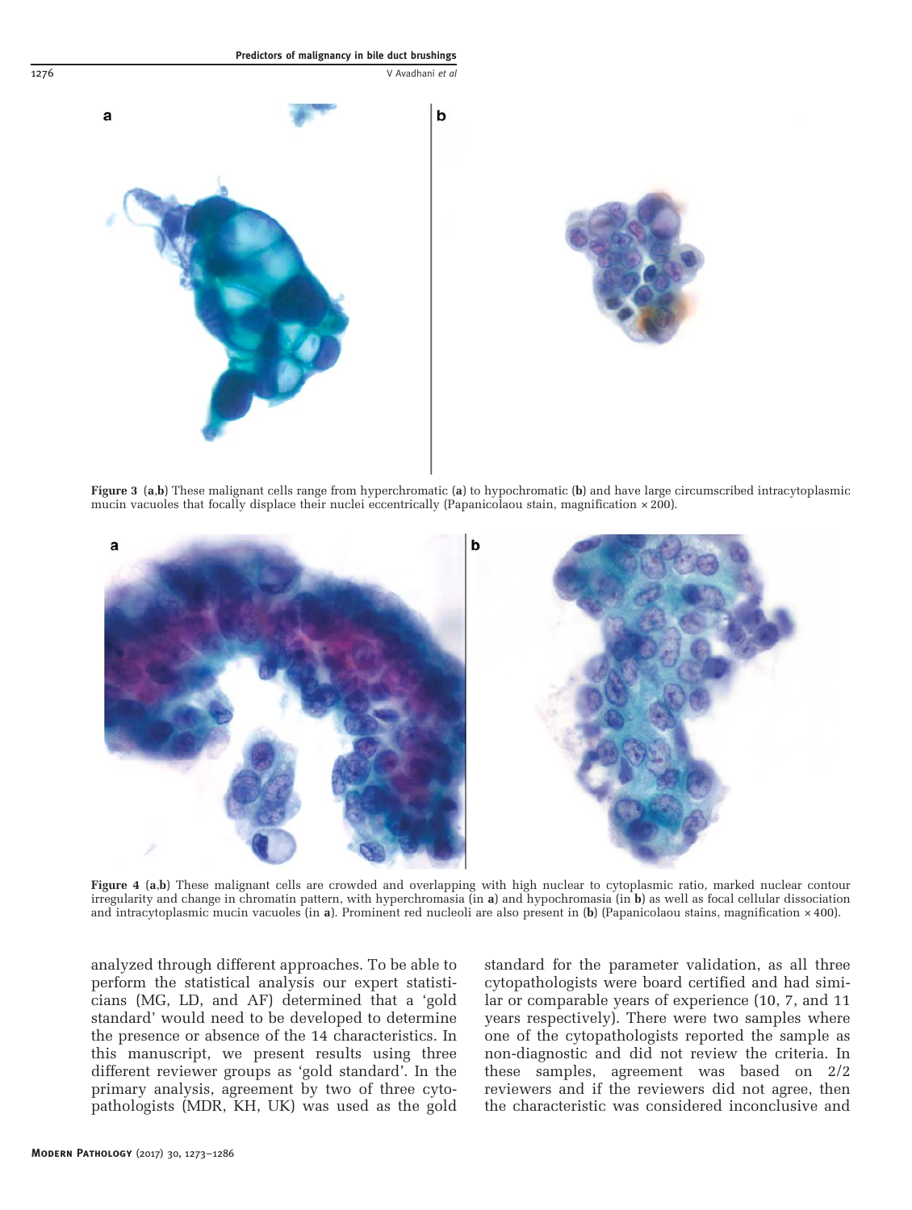**Figure 3** (**a**,**b**) These malignant cells range from hyperchromatic (**a**) to hypochromatic (**b**) and have large circumscribed intracytoplasmic mucin vacuoles that focally displace their nuclei eccentrically (Papanicolaou stain, magnification × 200).

**Figure 4** (**a**,**b**) These malignant cells are crowded and overlapping with high nuclear to cytoplasmic ratio, marked nuclear contour irregularity and change in chromatin pattern, with hyperchromasia (in **a**) and hypochromasia (in **b**) as well as focal cellular dissociation and intracytoplasmic mucin vacuoles (in **a**). Prominent red nucleoli are also present in (**b**) (Papanicolaou stains, magnification × 400).

analyzed through different approaches. To be able to perform the statistical analysis our expert statisticians (MG, LD, and AF) determined that a 'gold standard' would need to be developed to determine the presence or absence of the 14 characteristics. In this manuscript, we present results using three different reviewer groups as 'gold standard'. In the primary analysis, agreement by two of three cytopathologists (MDR, KH, UK) was used as the gold standard for the parameter validation, as all three cytopathologists were board certified and had similar or comparable years of experience (10, 7, and 11 years respectively). There were two samples where one of the cytopathologists reported the sample as non-diagnostic and did not review the criteria. In these samples, agreement was based on 2/2 reviewers and if the reviewers did not agree, then the characteristic was considered inconclusive and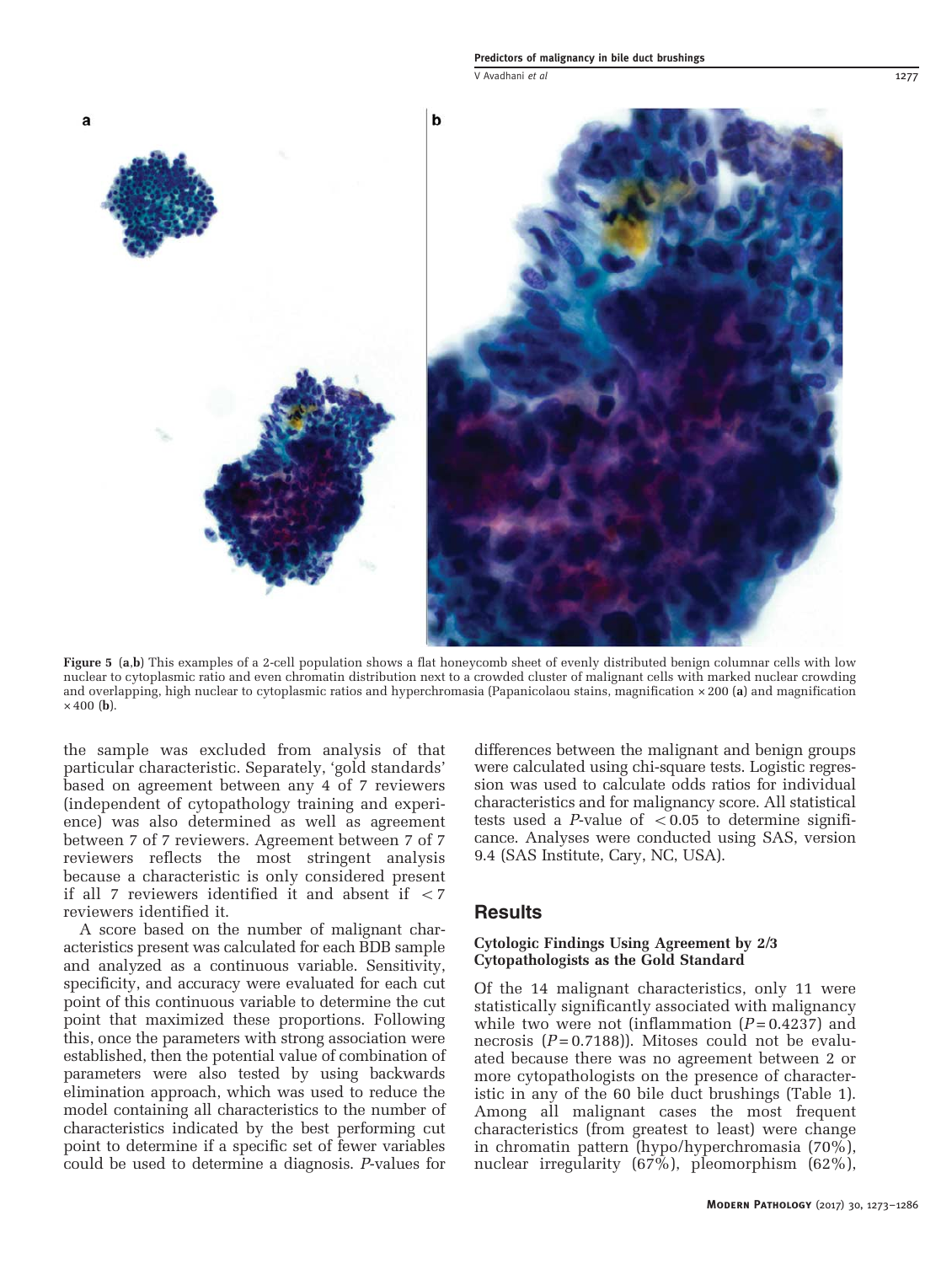**Figure 5** (**a**,**b**) This examples of a 2-cell population shows a flat honeycomb sheet of evenly distributed benign columnar cells with low nuclear to cytoplasmic ratio and even chromatin distribution next to a crowded cluster of malignant cells with marked nuclear crowding and overlapping, high nuclear to cytoplasmic ratios and hyperchromasia (Papanicolaou stains, magnification ×200 (**a**) and magnification ×400 (**b**).

the sample was excluded from analysis of that particular characteristic. Separately, 'gold standards' based on agreement between any 4 of 7 reviewers (independent of cytopathology training and experience) was also determined as well as agreement between 7 of 7 reviewers. Agreement between 7 of 7 reviewers reflects the most stringent analysis because a characteristic is only considered present if all 7 reviewers identified it and absent if $<7$ reviewers identified it.

A score based on the number of malignant characteristics present was calculated for each BDB sample and analyzed as a continuous variable. Sensitivity, specificity, and accuracy were evaluated for each cut point of this continuous variable to determine the cut point that maximized these proportions. Following this, once the parameters with strong association were established, then the potential value of combination of parameters were also tested by using backwards elimination approach, which was used to reduce the model containing all characteristics to the number of characteristics indicated by the best performing cut point to determine if a specific set of fewer variables could be used to determine a diagnosis. *P*-values for differences between the malignant and benign groups were calculated using chi-square tests. Logistic regression was used to calculate odds ratios for individual characteristics and for malignancy score. All statistical tests used a *P*-value of $<0.05$ to determine significance. Analyses were conducted using SAS, version 9.4 (SAS Institute, Cary, NC, USA).

## Results

### Cytologic Findings Using Agreement by 2/3 Cytopathologists as the Gold Standard

Of the 14 malignant characteristics, only 11 were statistically significantly associated with malignancy while two were not (inflammation ($P=0.4237$) and necrosis ($P=0.7188$)). Mitoses could not be evaluated because there was no agreement between 2 or more cytopathologists on the presence of characteristic in any of the 60 bile duct brushings (Table 1). Among all malignant cases the most frequent characteristics (from greatest to least) were change in chromatin pattern (hypo/hyperchromasia (70%), nuclear irregularity (67%), pleomorphism (62%),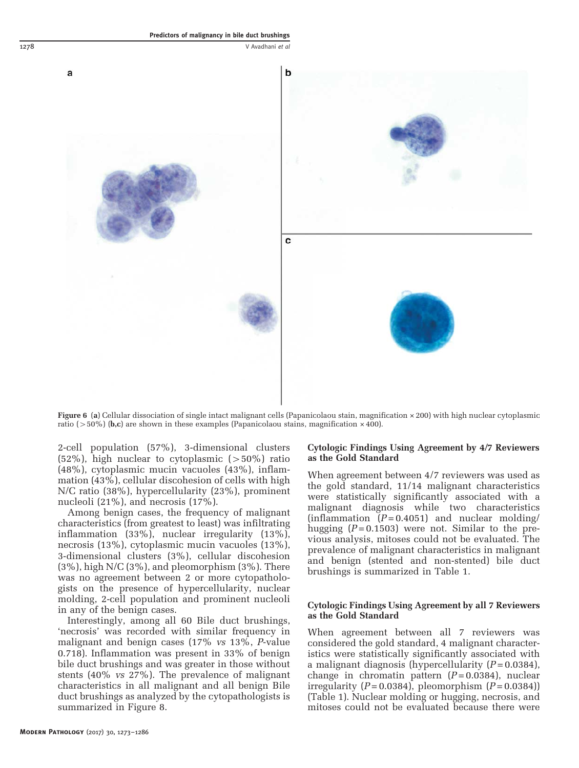**Figure 6** (**a**) Cellular dissociation of single intact malignant cells (Papanicolaou stain, magnification ×200) with high nuclear cytoplasmic ratio (>50%) (**b,c**) are shown in these examples (Papanicolaou stains, magnification ×400).

2-cell population (57%), 3-dimensional clusters (52%), high nuclear to cytoplasmic (>50%) ratio (48%), cytoplasmic mucin vacuoles (43%), inflammation (43%), cellular discohesion of cells with high N/C ratio (38%), hypercellularity (23%), prominent nucleoli (21%), and necrosis (17%).

Among benign cases, the frequency of malignant characteristics (from greatest to least) was infiltrating inflammation (33%), nuclear irregularity (13%), necrosis (13%), cytoplasmic mucin vacuoles (13%), 3-dimensional clusters (3%), cellular discohesion (3%), high N/C (3%), and pleomorphism (3%). There was no agreement between 2 or more cytopathologists on the presence of hypercellularity, nuclear molding, 2-cell population and prominent nucleoli in any of the benign cases.

Interestingly, among all 60 Bile duct brushings, 'necrosis' was recorded with similar frequency in malignant and benign cases (17% *vs* 13%, *P*-value 0.718). Inflammation was present in 33% of benign bile duct brushings and was greater in those without stents (40% *vs* 27%). The prevalence of malignant characteristics in all malignant and all benign Bile duct brushings as analyzed by the cytopathologists is summarized in Figure 8.

### Cytologic Findings Using Agreement by 4/7 Reviewers as the Gold Standard

When agreement between 4/7 reviewers was used as the gold standard, 11/14 malignant characteristics were statistically significantly associated with a malignant diagnosis while two characteristics (inflammation ($P=0.4051$) and nuclear molding/hugging ($P=0.1503$) were not. Similar to the previous analysis, mitoses could not be evaluated. The prevalence of malignant characteristics in malignant and benign (stented and non-stented) bile duct brushings is summarized in Table 1.

### Cytologic Findings Using Agreement by all 7 Reviewers as the Gold Standard

When agreement between all 7 reviewers was considered the gold standard, 4 malignant characteristics were statistically significantly associated with a malignant diagnosis (hypercellularity ($P=0.0384$), change in chromatin pattern ($P=0.0384$), nuclear irregularity ($P=0.0384$), pleomorphism ($P=0.0384$)) (Table 1). Nuclear molding or hugging, necrosis, and mitoses could not be evaluated because there were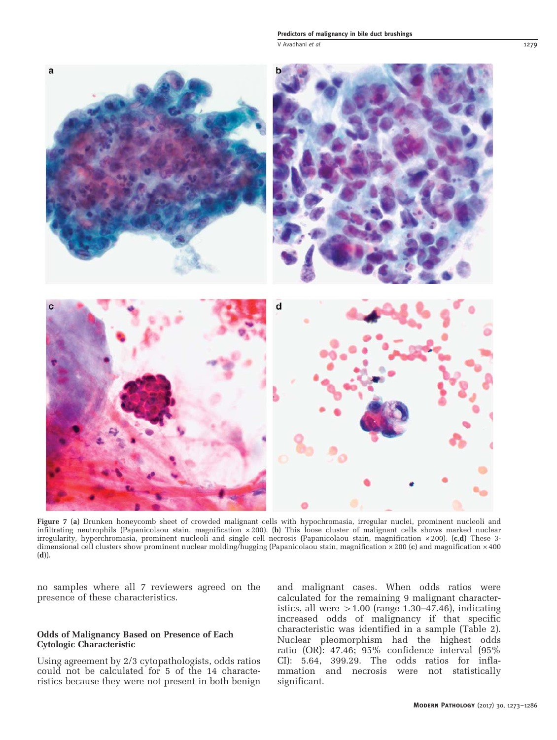**Figure 7** (**a**) Drunken honeycomb sheet of crowded malignant cells with hypochromasia, irregular nuclei, prominent nucleoli and infiltrating neutrophils (Papanicolaou stain, magnification ×200). (**b**) This loose cluster of malignant cells shows marked nuclear irregularity, hyperchromasia, prominent nucleoli and single cell necrosis (Papanicolaou stain, magnification ×200). (**c**,**d**) These 3-dimensional cell clusters show prominent nuclear molding/hugging (Papanicolaou stain, magnification ×200 (**c**) and magnification ×400 (**d**)).

no samples where all 7 reviewers agreed on the presence of these characteristics.

### Odds of Malignancy Based on Presence of Each Cytologic Characteristic

Using agreement by 2/3 cytopathologists, odds ratios could not be calculated for 5 of the 14 characteristics because they were not present in both benign and malignant cases. When odds ratios were calculated for the remaining 9 malignant characteristics, all were >1.00 (range 1.30–47.46), indicating increased odds of malignancy if that specific characteristic was identified in a sample (Table 2). Nuclear pleomorphism had the highest odds ratio (OR): 47.46; 95% confidence interval (95% CI): 5.64, 399.29. The odds ratios for inflammation and necrosis were not statistically significant.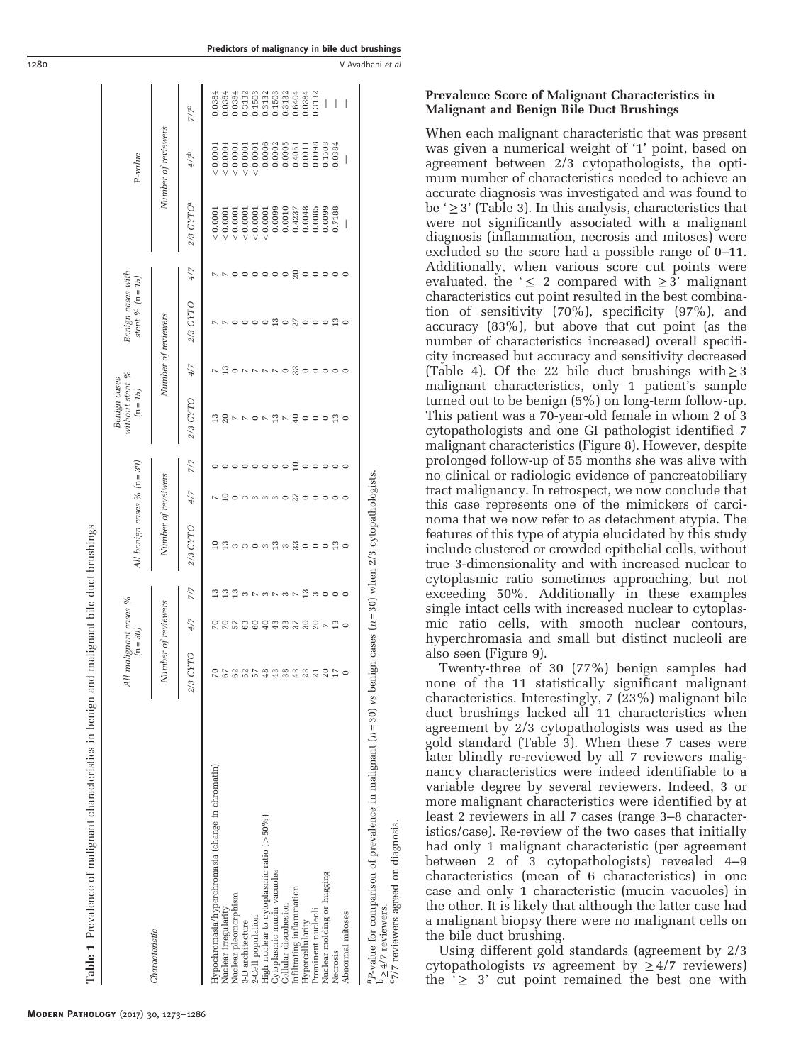**Table 1** Prevalence of malignant characteristics in benign and malignant bile duct brushings

| Characteristic | All malignant cases % (n = 30) | | | All benign cases % (n = 30) | | | Benign cases without stent % (n = 15) | | Benign cases with stent % (n = 15) | | P-value | | |
|---|---|---|---|---|---|---|---|---|---|---|---|---|---|
| | Number of reviewers | | | Number of reviewers | | | Number of reviewers | | | | Number of reviewers | | |
| | 2/3 CYTO | 4/7 | 7/7 | 2/3 CYTO | 4/7 | 7/7 | 2/3 CYTO | 4/7 | 2/3 CYTO | 4/7 | 2/3 CYTO[a] | 4/7[b] | 7/7[c] |
| Hypochromasia/hyperchromasia (change in chromatin) | 70 | 70 | 13 | 10 | 7 | 0 | 13 | 7 | 7 | 7 | < 0.0001 | < 0.0001 | 0.0384 |
| Nuclear irregularity | 67 | 70 | 13 | 13 | 10 | 0 | 20 | 13 | 7 | 7 | < 0.0001 | < 0.0001 | 0.0384 |
| Nuclear pleomorphism | 62 | 57 | 13 | 3 | 0 | 0 | 7 | 0 | 0 | 0 | < 0.0001 | < 0.0001 | 0.0384 |
| 3-D architecture | 52 | 63 | 3 | 3 | 3 | 0 | 7 | 7 | 0 | 0 | < 0.0001 | < 0.0001 | 0.3132 |
| 2-Cell population | 57 | 60 | 7 | 0 | 3 | 0 | 0 | 7 | 0 | 0 | < 0.0001 | < 0.0001 | 0.1503 |
| High nuclear to cytoplasmic ratio (> 50%) | 48 | 40 | 3 | 3 | 3 | 0 | 7 | 7 | 0 | 0 | < 0.0001 | 0.0006 | 0.3132 |
| Cytoplasmic mucin vacuoles | 43 | 43 | 7 | 13 | 3 | 0 | 13 | 7 | 13 | 0 | 0.0099 | 0.0002 | 0.1503 |
| Cellular discohesion | 38 | 33 | 3 | 3 | 0 | 0 | 7 | 0 | 0 | 0 | 0.0010 | 0.0005 | 0.3132 |
| Infiltrating inflammation | 43 | 37 | 7 | 33 | 27 | 10 | 40 | 33 | 27 | 20 | 0.4237 | 0.4051 | 0.6404 |
| Hypercellularity | 23 | 30 | 13 | 0 | 0 | 0 | 0 | 0 | 0 | 0 | 0.0048 | 0.0011 | 0.0384 |
| Prominent nucleoli | 21 | 20 | 3 | 0 | 0 | 0 | 0 | 0 | 0 | 0 | 0.0085 | 0.0098 | 0.3132 |
| Nuclear molding or hugging | 20 | 7 | 0 | 0 | 0 | 0 | 0 | 0 | 0 | 0 | 0.0099 | 0.1503 | — |
| Necrosis | 17 | 13 | 0 | 13 | 0 | 0 | 13 | 0 | 13 | 0 | 0.7188 | 0.0384 | — |
| Abnormal mitoses | 0 | 0 | 0 | 0 | 0 | 0 | 0 | 0 | 0 | 0 | — | — | — |

[a]P-value for comparison of prevalence in malignant (n = 30) vs benign cases (n = 30) when 2/3 cytopathologists.
[b]≥ 4/7 reviewers.
[c]7/7 reviewers agreed on diagnosis.

### Prevalence Score of Malignant Characteristics in Malignant and Benign Bile Duct Brushings

When each malignant characteristic that was present was given a numerical weight of '1' point, based on agreement between 2/3 cytopathologists, the optimum number of characteristics needed to achieve an accurate diagnosis was investigated and was found to be '≥ 3' (Table 3). In this analysis, characteristics that were not significantly associated with a malignant diagnosis (inflammation, necrosis and mitoses) were excluded so the score had a possible range of 0–11. Additionally, when various score cut points were evaluated, the '≤ 2 compared with ≥ 3' malignant characteristics cut point resulted in the best combination of sensitivity (70%), specificity (97%), and accuracy (83%), but above that cut point (as the number of characteristics increased) overall specificity increased but accuracy and sensitivity decreased (Table 4). Of the 22 bile duct brushings with ≥ 3 malignant characteristics, only 1 patient's sample turned out to be benign (5%) on long-term follow-up. This patient was a 70-year-old female in whom 2 of 3 cytopathologists and one GI pathologist identified 7 malignant characteristics (Figure 8). However, despite prolonged follow-up of 55 months she was alive with no clinical or radiologic evidence of pancreatobiliary tract malignancy. In retrospect, we now conclude that this case represents one of the mimickers of carcinoma that we now refer to as detachment atypia. The features of this type of atypia elucidated by this study include clustered or crowded epithelial cells, without true 3-dimensionality and with increased nuclear to cytoplasmic ratio sometimes approaching, but not exceeding 50%. Additionally in these examples single intact cells with increased nuclear to cytoplasmic ratio cells, with smooth nuclear contours, hyperchromasia and small but distinct nucleoli are also seen (Figure 9).

Twenty-three of 30 (77%) benign samples had none of the 11 statistically significant malignant characteristics. Interestingly, 7 (23%) malignant bile duct brushings lacked all 11 characteristics when agreement by 2/3 cytopathologists was used as the gold standard (Table 3). When these 7 cases were later blindly re-reviewed by all 7 reviewers malignancy characteristics were indeed identifiable to a variable degree by several reviewers. Indeed, 3 or more malignant characteristics were identified by at least 2 reviewers in all 7 cases (range 3–8 characteristics/case). Re-review of the two cases that initially had only 1 malignant characteristic (per agreement between 2 of 3 cytopathologists) revealed 4–9 characteristics (mean of 6 characteristics) in one case and only 1 characteristic (mucin vacuoles) in the other. It is likely that although the latter case had a malignant biopsy there were no malignant cells on the bile duct brushing.

Using different gold standards (agreement by 2/3 cytopathologists *vs* agreement by ≥ 4/7 reviewers) the '≥ 3' cut point remained the best one with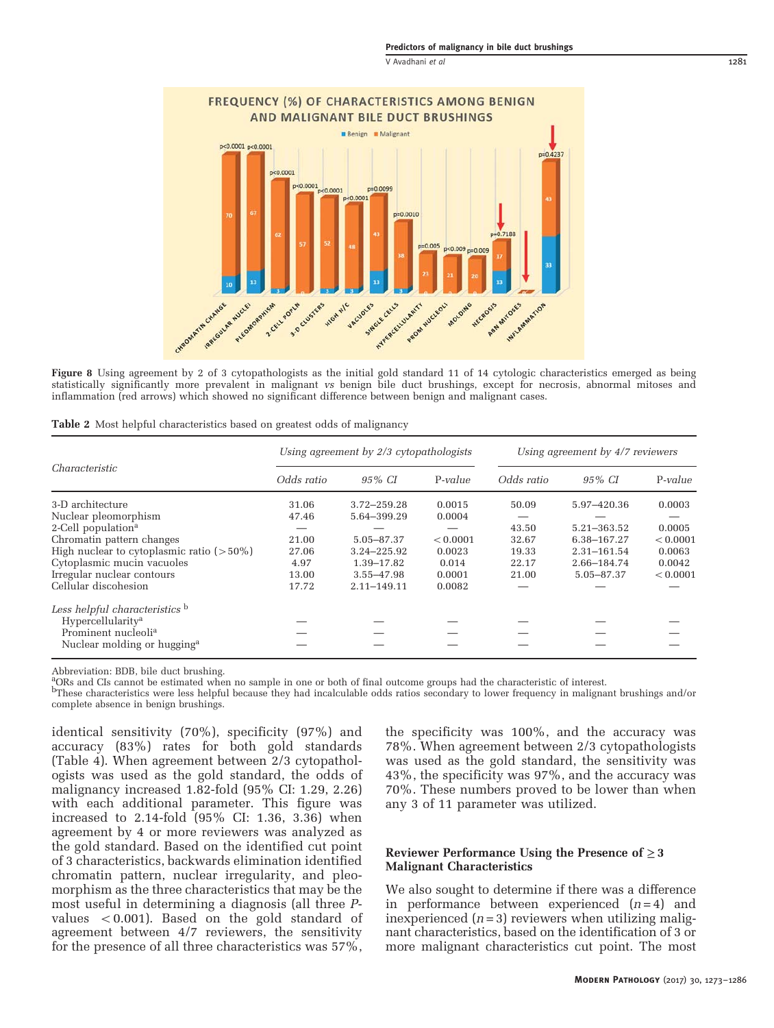**Figure 8** Using agreement by 2 of 3 cytopathologists as the initial gold standard 11 of 14 cytologic characteristics emerged as being statistically significantly more prevalent in malignant *vs* benign bile duct brushings, except for necrosis, abnormal mitoses and inflammation (red arrows) which showed no significant difference between benign and malignant cases.

**Table 2** Most helpful characteristics based on greatest odds of malignancy

| Characteristic | Using agreement by 2/3 cytopathologists | | | Using agreement by 4/7 reviewers | | |
|---|---|---|---|---|---|---|
| | *Odds ratio* | *95% CI* | P-*value* | *Odds ratio* | *95% CI* | P-*value* |
| 3-D architecture | 31.06 | 3.72–259.28 | 0.0015 | 50.09 | 5.97–420.36 | 0.0003 |
| Nuclear pleomorphism | 47.46 | 5.64–399.29 | 0.0004 | — | — | — |
| 2-Cell population[a] | — | — | — | 43.50 | 5.21–363.52 | 0.0005 |
| Chromatin pattern changes | 21.00 | 5.05–87.37 | <0.0001 | 32.67 | 6.38–167.27 | <0.0001 |
| High nuclear to cytoplasmic ratio (>50%) | 27.06 | 3.24–225.92 | 0.0023 | 19.33 | 2.31–161.54 | 0.0063 |
| Cytoplasmic mucin vacuoles | 4.97 | 1.39–17.82 | 0.014 | 22.17 | 2.66–184.74 | 0.0042 |
| Irregular nuclear contours | 13.00 | 3.55–47.98 | 0.0001 | 21.00 | 5.05–87.37 | <0.0001 |
| Cellular discohesion | 17.72 | 2.11–149.11 | 0.0082 | — | — | — |
| *Less helpful characteristics* [b] | | | | | | |
| Hypercellularity[a] | — | — | — | — | — | — |
| Prominent nucleoli[a] | — | — | — | — | — | — |
| Nuclear molding or hugging[a] | — | — | — | — | — | — |

Abbreviation: BDB, bile duct brushing.
[a]ORs and CIs cannot be estimated when no sample in one or both of final outcome groups had the characteristic of interest.
[b]These characteristics were less helpful because they had incalculable odds ratios secondary to lower frequency in malignant brushings and/or complete absence in benign brushings.

identical sensitivity (70%), specificity (97%) and accuracy (83%) rates for both gold standards (Table 4). When agreement between 2/3 cytopathologists was used as the gold standard, the odds of malignancy increased 1.82-fold (95% CI: 1.29, 2.26) with each additional parameter. This figure was increased to 2.14-fold (95% CI: 1.36, 3.36) when agreement by 4 or more reviewers was analyzed as the gold standard. Based on the identified cut point of 3 characteristics, backwards elimination identified chromatin pattern, nuclear irregularity, and pleomorphism as the three characteristics that may be the most useful in determining a diagnosis (all three *P*-values $<0.001$). Based on the gold standard of agreement between 4/7 reviewers, the sensitivity for the presence of all three characteristics was 57%, the specificity was 100%, and the accuracy was 78%. When agreement between 2/3 cytopathologists was used as the gold standard, the sensitivity was 43%, the specificity was 97%, and the accuracy was 70%. These numbers proved to be lower than when any 3 of 11 parameter was utilized.

## Reviewer Performance Using the Presence of ≥3 Malignant Characteristics

We also sought to determine if there was a difference in performance between experienced ($n=4$) and inexperienced ($n=3$) reviewers when utilizing malignant characteristics, based on the identification of 3 or more malignant characteristics cut point. The most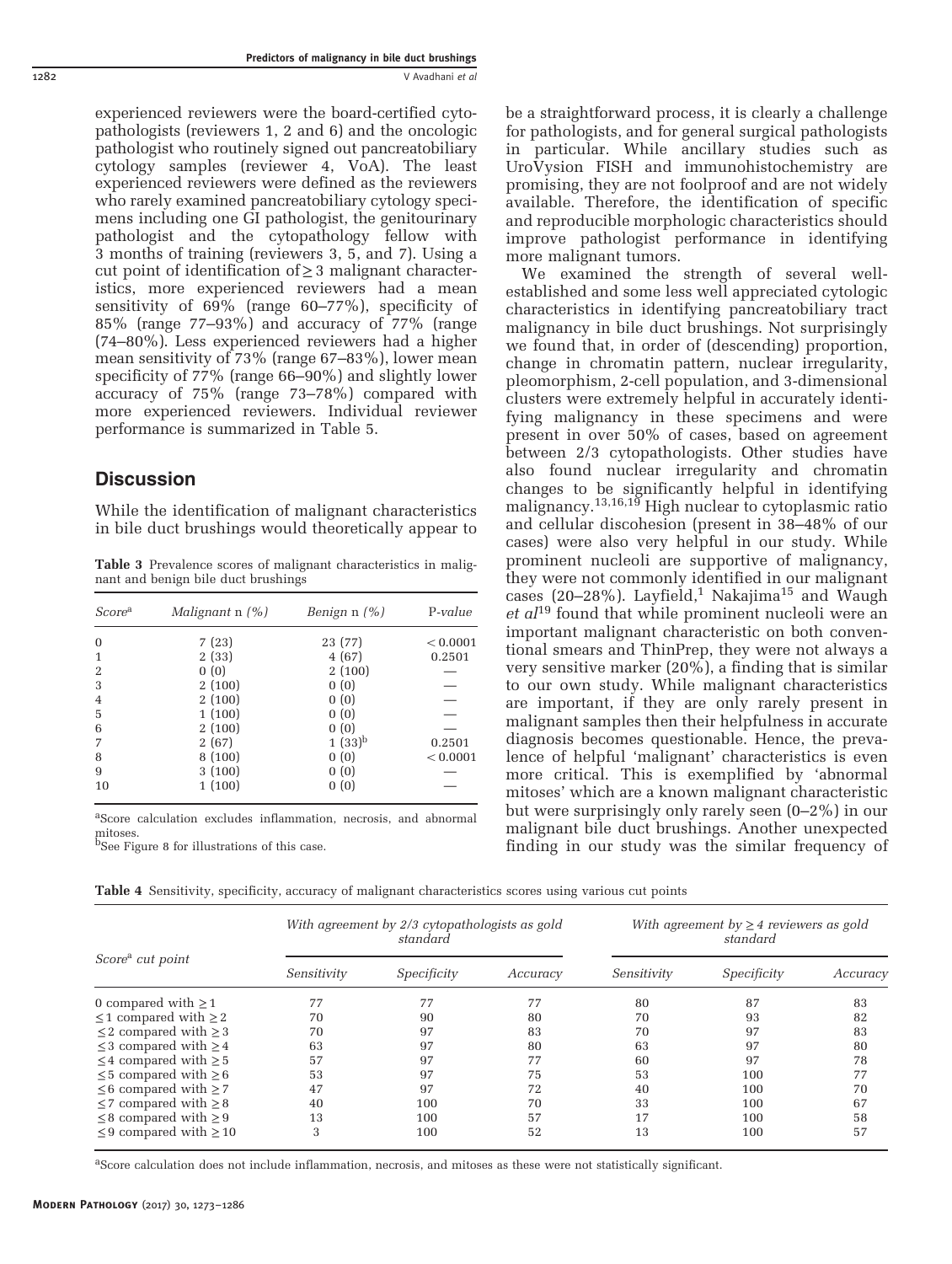experienced reviewers were the board-certified cytopathologists (reviewers 1, 2 and 6) and the oncologic pathologist who routinely signed out pancreatobiliary cytology samples (reviewer 4, VoA). The least experienced reviewers were defined as the reviewers who rarely examined pancreatobiliary cytology specimens including one GI pathologist, the genitourinary pathologist and the cytopathology fellow with 3 months of training (reviewers 3, 5, and 7). Using a cut point of identification of ≥ 3 malignant characteristics, more experienced reviewers had a mean sensitivity of 69% (range 60–77%), specificity of 85% (range 77–93%) and accuracy of 77% (range (74–80%). Less experienced reviewers had a higher mean sensitivity of 73% (range 67–83%), lower mean specificity of 77% (range 66–90%) and slightly lower accuracy of 75% (range 73–78%) compared with more experienced reviewers. Individual reviewer performance is summarized in Table 5.

## Discussion

While the identification of malignant characteristics in bile duct brushings would theoretically appear to be a straightforward process, it is clearly a challenge for pathologists, and for general surgical pathologists in particular. While ancillary studies such as UroVysion FISH and immunohistochemistry are promising, they are not foolproof and are not widely available. Therefore, the identification of specific and reproducible morphologic characteristics should improve pathologist performance in identifying more malignant tumors.

We examined the strength of several well-established and some less well appreciated cytologic characteristics in identifying pancreatobiliary tract malignancy in bile duct brushings. Not surprisingly we found that, in order of (descending) proportion, change in chromatin pattern, nuclear irregularity, pleomorphism, 2-cell population, and 3-dimensional clusters were extremely helpful in accurately identifying malignancy in these specimens and were present in over 50% of cases, based on agreement between 2/3 cytopathologists. Other studies have also found nuclear irregularity and chromatin changes to be significantly helpful in identifying malignancy.[13,16,19] High nuclear to cytoplasmic ratio and cellular discohesion (present in 38–48% of our cases) were also very helpful in our study. While prominent nucleoli are supportive of malignancy, they were not commonly identified in our malignant cases (20–28%). Layfield,[1] Nakajima[15] and Waugh *et al*[19] found that while prominent nucleoli were an important malignant characteristic on both conventional smears and ThinPrep, they were not always a very sensitive marker (20%), a finding that is similar to our own study. While malignant characteristics are important, if they are only rarely present in malignant samples then their helpfulness in accurate diagnosis becomes questionable. Hence, the prevalence of helpful 'malignant' characteristics is even more critical. This is exemplified by 'abnormal mitoses' which are a known malignant characteristic but were surprisingly only rarely seen (0–2%) in our malignant bile duct brushings. Another unexpected finding in our study was the similar frequency of

**Table 3** Prevalence scores of malignant characteristics in malignant and benign bile duct brushings

| *Score*[a] | *Malignant n (%)* | *Benign n (%)* | *P-value* |
|---|---|---|---|
| 0 | 7 (23) | 23 (77) | < 0.0001 |
| 1 | 2 (33) | 4 (67) | 0.2501 |
| 2 | 0 (0) | 2 (100) | — |
| 3 | 2 (100) | 0 (0) | — |
| 4 | 2 (100) | 0 (0) | — |
| 5 | 1 (100) | 0 (0) | — |
| 6 | 2 (100) | 0 (0) | — |
| 7 | 2 (67) | 1 (33)[b] | 0.2501 |
| 8 | 8 (100) | 0 (0) | < 0.0001 |
| 9 | 3 (100) | 0 (0) | — |
| 10 | 1 (100) | 0 (0) | — |

[a]Score calculation excludes inflammation, necrosis, and abnormal mitoses.
[b]See Figure 8 for illustrations of this case.

**Table 4** Sensitivity, specificity, accuracy of malignant characteristics scores using various cut points

| Score[a] cut point | *With agreement by 2/3 cytopathologists as gold standard* | | | *With agreement by ≥ 4 reviewers as gold standard* | | |
|---|---|---|---|---|---|---|
| | *Sensitivity* | *Specificity* | *Accuracy* | *Sensitivity* | *Specificity* | *Accuracy* |
| 0 compared with ≥ 1 | 77 | 77 | 77 | 80 | 87 | 83 |
| ≤ 1 compared with ≥ 2 | 70 | 90 | 80 | 70 | 93 | 82 |
| ≤ 2 compared with ≥ 3 | 70 | 97 | 83 | 70 | 97 | 83 |
| ≤ 3 compared with ≥ 4 | 63 | 97 | 80 | 63 | 97 | 80 |
| ≤ 4 compared with ≥ 5 | 57 | 97 | 77 | 60 | 97 | 78 |
| ≤ 5 compared with ≥ 6 | 53 | 97 | 75 | 53 | 100 | 77 |
| ≤ 6 compared with ≥ 7 | 47 | 97 | 72 | 40 | 100 | 70 |
| ≤ 7 compared with ≥ 8 | 40 | 100 | 70 | 33 | 100 | 67 |
| ≤ 8 compared with ≥ 9 | 13 | 100 | 57 | 17 | 100 | 58 |
| ≤ 9 compared with ≥ 10 | 3 | 100 | 52 | 13 | 100 | 57 |

[a]Score calculation does not include inflammation, necrosis, and mitoses as these were not statistically significant.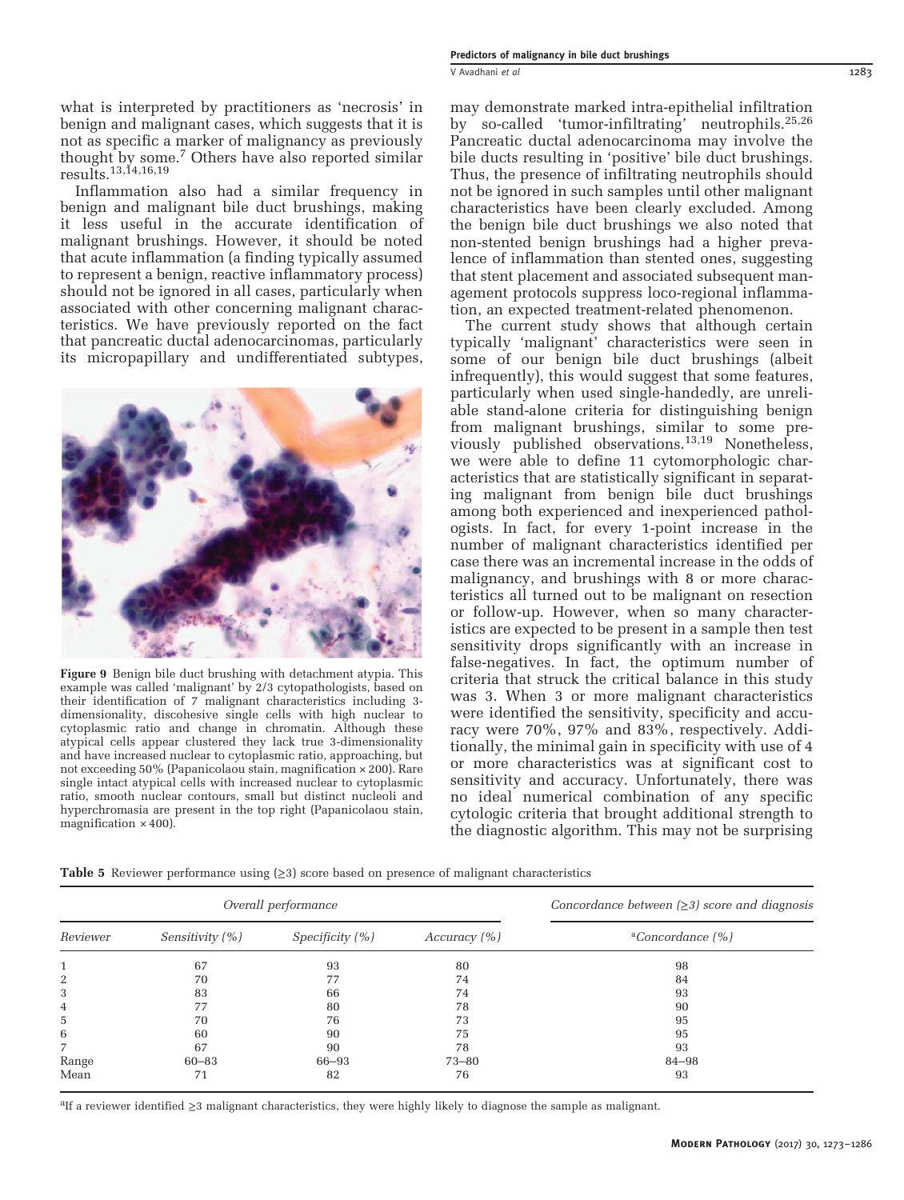what is interpreted by practitioners as 'necrosis' in benign and malignant cases, which suggests that it is not as specific a marker of malignancy as previously thought by some.[7] Others have also reported similar results.[13,14,16,19]

Inflammation also had a similar frequency in benign and malignant bile duct brushings, making it less useful in the accurate identification of malignant brushings. However, it should be noted that acute inflammation (a finding typically assumed to represent a benign, reactive inflammatory process) should not be ignored in all cases, particularly when associated with other concerning malignant characteristics. We have previously reported on the fact that pancreatic ductal adenocarcinomas, particularly its micropapillary and undifferentiated subtypes, may demonstrate marked intra-epithelial infiltration by so-called 'tumor-infiltrating' neutrophils.[25,26] Pancreatic ductal adenocarcinoma may involve the bile ducts resulting in 'positive' bile duct brushings. Thus, the presence of infiltrating neutrophils should not be ignored in such samples until other malignant characteristics have been clearly excluded. Among the benign bile duct brushings we also noted that non-stented benign brushings had a higher prevalence of inflammation than stented ones, suggesting that stent placement and associated subsequent management protocols suppress loco-regional inflammation, an expected treatment-related phenomenon.

**Figure 9** Benign bile duct brushing with detachment atypia. This example was called 'malignant' by 2/3 cytopathologists, based on their identification of 7 malignant characteristics including 3-dimensionality, discohesive single cells with high nuclear to cytoplasmic ratio and change in chromatin. Although these atypical cells appear clustered they lack true 3-dimensionality and have increased nuclear to cytoplasmic ratio, approaching, but not exceeding 50% (Papanicolaou stain, magnification ×200). Rare single intact atypical cells with increased nuclear to cytoplasmic ratio, smooth nuclear contours, small but distinct nucleoli and hyperchromasia are present in the top right (Papanicolaou stain, magnification ×400).

The current study shows that although certain typically 'malignant' characteristics were seen in some of our benign bile duct brushings (albeit infrequently), this would suggest that some features, particularly when used single-handedly, are unreliable stand-alone criteria for distinguishing benign from malignant brushings, similar to some previously published observations.[13,19] Nonetheless, we were able to define 11 cytomorphologic characteristics that are statistically significant in separating malignant from benign bile duct brushings among both experienced and inexperienced pathologists. In fact, for every 1-point increase in the number of malignant characteristics identified per case there was an incremental increase in the odds of malignancy, and brushings with 8 or more characteristics all turned out to be malignant on resection or follow-up. However, when so many characteristics are expected to be present in a sample then test sensitivity drops significantly with an increase in false-negatives. In fact, the optimum number of criteria that struck the critical balance in this study was 3. When 3 or more malignant characteristics were identified the sensitivity, specificity and accuracy were 70%, 97% and 83%, respectively. Additionally, the minimal gain in specificity with use of 4 or more characteristics was at significant cost to sensitivity and accuracy. Unfortunately, there was no ideal numerical combination of any specific cytologic criteria that brought additional strength to the diagnostic algorithm. This may not be surprising

**Table 5** Reviewer performance using (≥3) score based on presence of malignant characteristics

| | *Overall performance* | | | *Concordance between (≥3) score and diagnosis* |
|---|---|---|---|---|
| *Reviewer* | *Sensitivity (%)* | *Specificity (%)* | *Accuracy (%)* | [a]*Concordance (%)* |
| 1 | 67 | 93 | 80 | 98 |
| 2 | 70 | 77 | 74 | 84 |
| 3 | 83 | 66 | 74 | 93 |
| 4 | 77 | 80 | 78 | 90 |
| 5 | 70 | 76 | 73 | 95 |
| 6 | 60 | 90 | 75 | 95 |
| 7 | 67 | 90 | 78 | 93 |
| Range | 60–83 | 66–93 | 73–80 | 84–98 |
| Mean | 71 | 82 | 76 | 93 |

[a]If a reviewer identified ≥3 malignant characteristics, they were highly likely to diagnose the sample as malignant.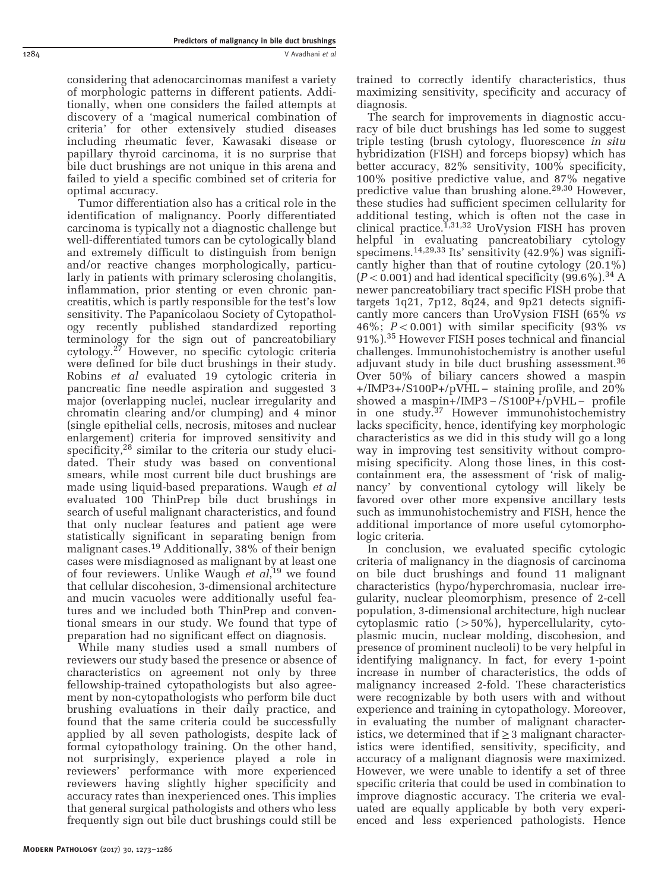considering that adenocarcinomas manifest a variety of morphologic patterns in different patients. Additionally, when one considers the failed attempts at discovery of a 'magical numerical combination of criteria' for other extensively studied diseases including rheumatic fever, Kawasaki disease or papillary thyroid carcinoma, it is no surprise that bile duct brushings are not unique in this arena and failed to yield a specific combined set of criteria for optimal accuracy.

Tumor differentiation also has a critical role in the identification of malignancy. Poorly differentiated carcinoma is typically not a diagnostic challenge but well-differentiated tumors can be cytologically bland and extremely difficult to distinguish from benign and/or reactive changes morphologically, particularly in patients with primary sclerosing cholangitis, inflammation, prior stenting or even chronic pancreatitis, which is partly responsible for the test's low sensitivity. The Papanicolaou Society of Cytopathology recently published standardized reporting terminology for the sign out of pancreatobiliary cytology.[27] However, no specific cytologic criteria were defined for bile duct brushings in their study. Robins *et al* evaluated 19 cytologic criteria in pancreatic fine needle aspiration and suggested 3 major (overlapping nuclei, nuclear irregularity and chromatin clearing and/or clumping) and 4 minor (single epithelial cells, necrosis, mitoses and nuclear enlargement) criteria for improved sensitivity and specificity,[28] similar to the criteria our study elucidated. Their study was based on conventional smears, while most current bile duct brushings are made using liquid-based preparations. Waugh *et al* evaluated 100 ThinPrep bile duct brushings in search of useful malignant characteristics, and found that only nuclear features and patient age were statistically significant in separating benign from malignant cases.[19] Additionally, 38% of their benign cases were misdiagnosed as malignant by at least one of four reviewers. Unlike Waugh *et al*,[19] we found that cellular discohesion, 3-dimensional architecture and mucin vacuoles were additionally useful features and we included both ThinPrep and conventional smears in our study. We found that type of preparation had no significant effect on diagnosis.

While many studies used a small numbers of reviewers our study based the presence or absence of characteristics on agreement not only by three fellowship-trained cytopathologists but also agreement by non-cytopathologists who perform bile duct brushing evaluations in their daily practice, and found that the same criteria could be successfully applied by all seven pathologists, despite lack of formal cytopathology training. On the other hand, not surprisingly, experience played a role in reviewers' performance with more experienced reviewers having slightly higher specificity and accuracy rates than inexperienced ones. This implies that general surgical pathologists and others who less frequently sign out bile duct brushings could still be trained to correctly identify characteristics, thus maximizing sensitivity, specificity and accuracy of diagnosis.

The search for improvements in diagnostic accuracy of bile duct brushings has led some to suggest triple testing (brush cytology, fluorescence *in situ* hybridization (FISH) and forceps biopsy) which has better accuracy, 82% sensitivity, 100% specificity, 100% positive predictive value, and 87% negative predictive value than brushing alone.[29,30] However, these studies had sufficient specimen cellularity for additional testing, which is often not the case in clinical practice.[1,31,32] UroVysion FISH has proven helpful in evaluating pancreatobiliary cytology specimens.[14,29,33] Its' sensitivity (42.9%) was significantly higher than that of routine cytology (20.1%) ($P < 0.001$) and had identical specificity (99.6%).[34] A newer pancreatobiliary tract specific FISH probe that targets 1q21, 7p12, 8q24, and 9p21 detects significantly more cancers than UroVysion FISH (65% *vs* 46%; $P < 0.001$) with similar specificity (93% *vs* 91%).[35] However FISH poses technical and financial challenges. Immunohistochemistry is another useful adjuvant study in bile duct brushing assessment.[36] Over 50% of biliary cancers showed a maspin +/IMP3+/S100P+/pVHL− staining profile, and 20% showed a maspin+/IMP3−/S100P+/pVHL− profile in one study.[37] However immunohistochemistry lacks specificity, hence, identifying key morphologic characteristics as we did in this study will go a long way in improving test sensitivity without compromising specificity. Along those lines, in this cost-containment era, the assessment of 'risk of malignancy' by conventional cytology will likely be favored over other more expensive ancillary tests such as immunohistochemistry and FISH, hence the additional importance of more useful cytomorphologic criteria.

In conclusion, we evaluated specific cytologic criteria of malignancy in the diagnosis of carcinoma on bile duct brushings and found 11 malignant characteristics (hypo/hyperchromasia, nuclear irregularity, nuclear pleomorphism, presence of 2-cell population, 3-dimensional architecture, high nuclear cytoplasmic ratio (>50%), hypercellularity, cytoplasmic mucin, nuclear molding, discohesion, and presence of prominent nucleoli) to be very helpful in identifying malignancy. In fact, for every 1-point increase in number of characteristics, the odds of malignancy increased 2-fold. These characteristics were recognizable by both users with and without experience and training in cytopathology. Moreover, in evaluating the number of malignant characteristics, we determined that if ≥3 malignant characteristics were identified, sensitivity, specificity, and accuracy of a malignant diagnosis were maximized. However, we were unable to identify a set of three specific criteria that could be used in combination to improve diagnostic accuracy. The criteria we evaluated are equally applicable by both very experienced and less experienced pathologists. Hence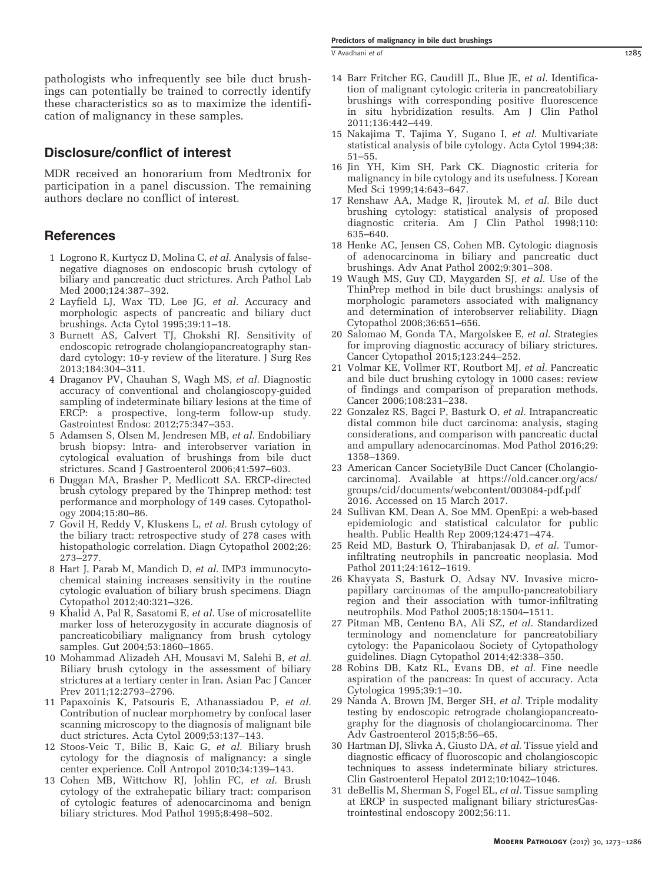pathologists who infrequently see bile duct brushings can potentially be trained to correctly identify these characteristics so as to maximize the identification of malignancy in these samples.

## Disclosure/conflict of interest

MDR received an honorarium from Medtronix for participation in a panel discussion. The remaining authors declare no conflict of interest.

## References

1 Logrono R, Kurtycz D, Molina C, *et al.* Analysis of false-negative diagnoses on endoscopic brush cytology of biliary and pancreatic duct strictures. Arch Pathol Lab Med 2000;124:387–392.

2 Layfield LJ, Wax TD, Lee JG, *et al.* Accuracy and morphologic aspects of pancreatic and biliary duct brushings. Acta Cytol 1995;39:11–18.

3 Burnett AS, Calvert TJ, Chokshi RJ. Sensitivity of endoscopic retrograde cholangiopancreatography standard cytology: 10-y review of the literature. J Surg Res 2013;184:304–311.

4 Draganov PV, Chauhan S, Wagh MS, *et al.* Diagnostic accuracy of conventional and cholangioscopy-guided sampling of indeterminate biliary lesions at the time of ERCP: a prospective, long-term follow-up study. Gastrointest Endosc 2012;75:347–353.

5 Adamsen S, Olsen M, Jendresen MB, *et al.* Endobiliary brush biopsy: Intra- and interobserver variation in cytological evaluation of brushings from bile duct strictures. Scand J Gastroenterol 2006;41:597–603.

6 Duggan MA, Brasher P, Medlicott SA. ERCP-directed brush cytology prepared by the Thinprep method: test performance and morphology of 149 cases. Cytopathology 2004;15:80–86.

7 Govil H, Reddy V, Kluskens L, *et al.* Brush cytology of the biliary tract: retrospective study of 278 cases with histopathologic correlation. Diagn Cytopathol 2002;26: 273–277.

8 Hart J, Parab M, Mandich D, *et al.* IMP3 immunocytochemical staining increases sensitivity in the routine cytologic evaluation of biliary brush specimens. Diagn Cytopathol 2012;40:321–326.

9 Khalid A, Pal R, Sasatomi E, *et al.* Use of microsatellite marker loss of heterozygosity in accurate diagnosis of pancreaticobiliary malignancy from brush cytology samples. Gut 2004;53:1860–1865.

10 Mohammad Alizadeh AH, Mousavi M, Salehi B, *et al.* Biliary brush cytology in the assessment of biliary strictures at a tertiary center in Iran. Asian Pac J Cancer Prev 2011;12:2793–2796.

11 Papaxoinis K, Patsouris E, Athanassiadou P, *et al.* Contribution of nuclear morphometry by confocal laser scanning microscopy to the diagnosis of malignant bile duct strictures. Acta Cytol 2009;53:137–143.

12 Stoos-Veic T, Bilic B, Kaic G, *et al.* Biliary brush cytology for the diagnosis of malignancy: a single center experience. Coll Antropol 2010;34:139–143.

13 Cohen MB, Wittchow RJ, Johlin FC, *et al.* Brush cytology of the extrahepatic biliary tract: comparison of cytologic features of adenocarcinoma and benign biliary strictures. Mod Pathol 1995;8:498–502.

14 Barr Fritcher EG, Caudill JL, Blue JE, *et al.* Identification of malignant cytologic criteria in pancreatobiliary brushings with corresponding positive fluorescence in situ hybridization results. Am J Clin Pathol 2011;136:442–449.

15 Nakajima T, Tajima Y, Sugano I, *et al.* Multivariate statistical analysis of bile cytology. Acta Cytol 1994;38: 51–55.

16 Jin YH, Kim SH, Park CK. Diagnostic criteria for malignancy in bile cytology and its usefulness. J Korean Med Sci 1999;14:643–647.

17 Renshaw AA, Madge R, Jiroutek M, *et al.* Bile duct brushing cytology: statistical analysis of proposed diagnostic criteria. Am J Clin Pathol 1998;110: 635–640.

18 Henke AC, Jensen CS, Cohen MB. Cytologic diagnosis of adenocarcinoma in biliary and pancreatic duct brushings. Adv Anat Pathol 2002;9:301–308.

19 Waugh MS, Guy CD, Maygarden SJ, *et al.* Use of the ThinPrep method in bile duct brushings: analysis of morphologic parameters associated with malignancy and determination of interobserver reliability. Diagn Cytopathol 2008;36:651–656.

20 Salomao M, Gonda TA, Margolskee E, *et al.* Strategies for improving diagnostic accuracy of biliary strictures. Cancer Cytopathol 2015;123:244–252.

21 Volmar KE, Vollmer RT, Routbort MJ, *et al.* Pancreatic and bile duct brushing cytology in 1000 cases: review of findings and comparison of preparation methods. Cancer 2006;108:231–238.

22 Gonzalez RS, Bagci P, Basturk O, *et al.* Intrapancreatic distal common bile duct carcinoma: analysis, staging considerations, and comparison with pancreatic ductal and ampullary adenocarcinomas. Mod Pathol 2016;29: 1358–1369.

23 American Cancer SocietyBile Duct Cancer (Cholangiocarcinoma). Available at https://old.cancer.org/acs/groups/cid/documents/webcontent/003084-pdf.pdf 2016. Accessed on 15 March 2017.

24 Sullivan KM, Dean A, Soe MM. OpenEpi: a web-based epidemiologic and statistical calculator for public health. Public Health Rep 2009;124:471–474.

25 Reid MD, Basturk O, Thirabanjasak D, *et al.* Tumor-infiltrating neutrophils in pancreatic neoplasia. Mod Pathol 2011;24:1612–1619.

26 Khayyata S, Basturk O, Adsay NV. Invasive micropapillary carcinomas of the ampullo-pancreatobiliary region and their association with tumor-infiltrating neutrophils. Mod Pathol 2005;18:1504–1511.

27 Pitman MB, Centeno BA, Ali SZ, *et al.* Standardized terminology and nomenclature for pancreatobiliary cytology: the Papanicolaou Society of Cytopathology guidelines. Diagn Cytopathol 2014;42:338–350.

28 Robins DB, Katz RL, Evans DB, *et al.* Fine needle aspiration of the pancreas: In quest of accuracy. Acta Cytologica 1995;39:1–10.

29 Nanda A, Brown JM, Berger SH, *et al.* Triple modality testing by endoscopic retrograde cholangiopancreatography for the diagnosis of cholangiocarcinoma. Ther Adv Gastroenterol 2015;8:56–65.

30 Hartman DJ, Slivka A, Giusto DA, *et al.* Tissue yield and diagnostic efficacy of fluoroscopic and cholangioscopic techniques to assess indeterminate biliary strictures. Clin Gastroenterol Hepatol 2012;10:1042–1046.

31 deBellis M, Sherman S, Fogel EL, *et al.* Tissue sampling at ERCP in suspected malignant biliary stricturesGastrointestinal endoscopy 2002;56:11.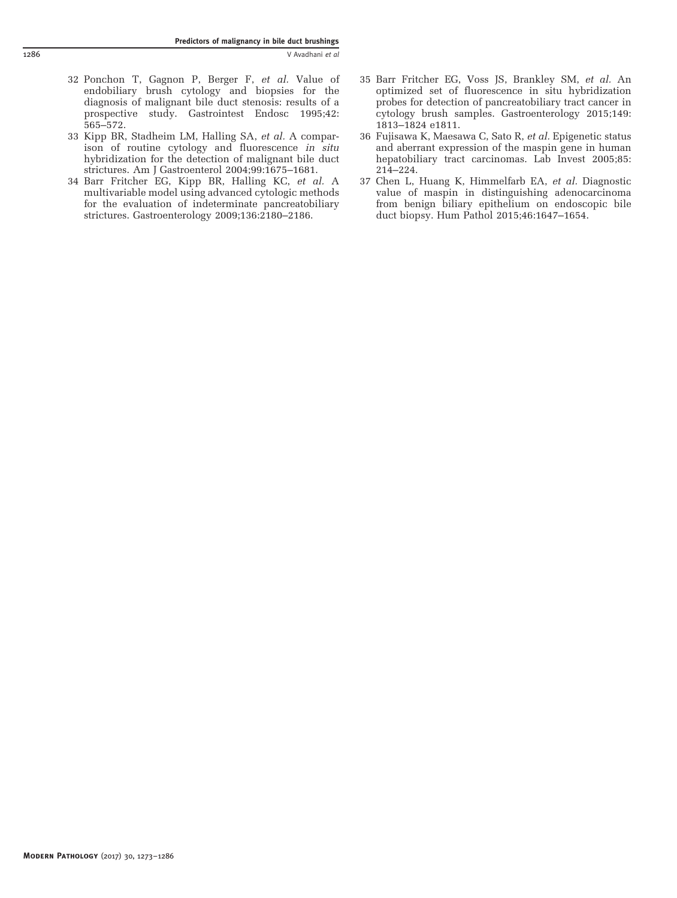32 Ponchon T, Gagnon P, Berger F, *et al.* Value of endobiliary brush cytology and biopsies for the diagnosis of malignant bile duct stenosis: results of a prospective study. Gastrointest Endosc 1995;42: 565–572.

33 Kipp BR, Stadheim LM, Halling SA, *et al.* A comparison of routine cytology and fluorescence *in situ* hybridization for the detection of malignant bile duct strictures. Am J Gastroenterol 2004;99:1675–1681.

34 Barr Fritcher EG, Kipp BR, Halling KC, *et al.* A multivariable model using advanced cytologic methods for the evaluation of indeterminate pancreatobiliary strictures. Gastroenterology 2009;136:2180–2186.

35 Barr Fritcher EG, Voss JS, Brankley SM, *et al.* An optimized set of fluorescence in situ hybridization probes for detection of pancreatobiliary tract cancer in cytology brush samples. Gastroenterology 2015;149: 1813–1824 e1811.

36 Fujisawa K, Maesawa C, Sato R, *et al.* Epigenetic status and aberrant expression of the maspin gene in human hepatobiliary tract carcinomas. Lab Invest 2005;85: 214–224.

37 Chen L, Huang K, Himmelfarb EA, *et al.* Diagnostic value of maspin in distinguishing adenocarcinoma from benign biliary epithelium on endoscopic bile duct biopsy. Hum Pathol 2015;46:1647–1654.